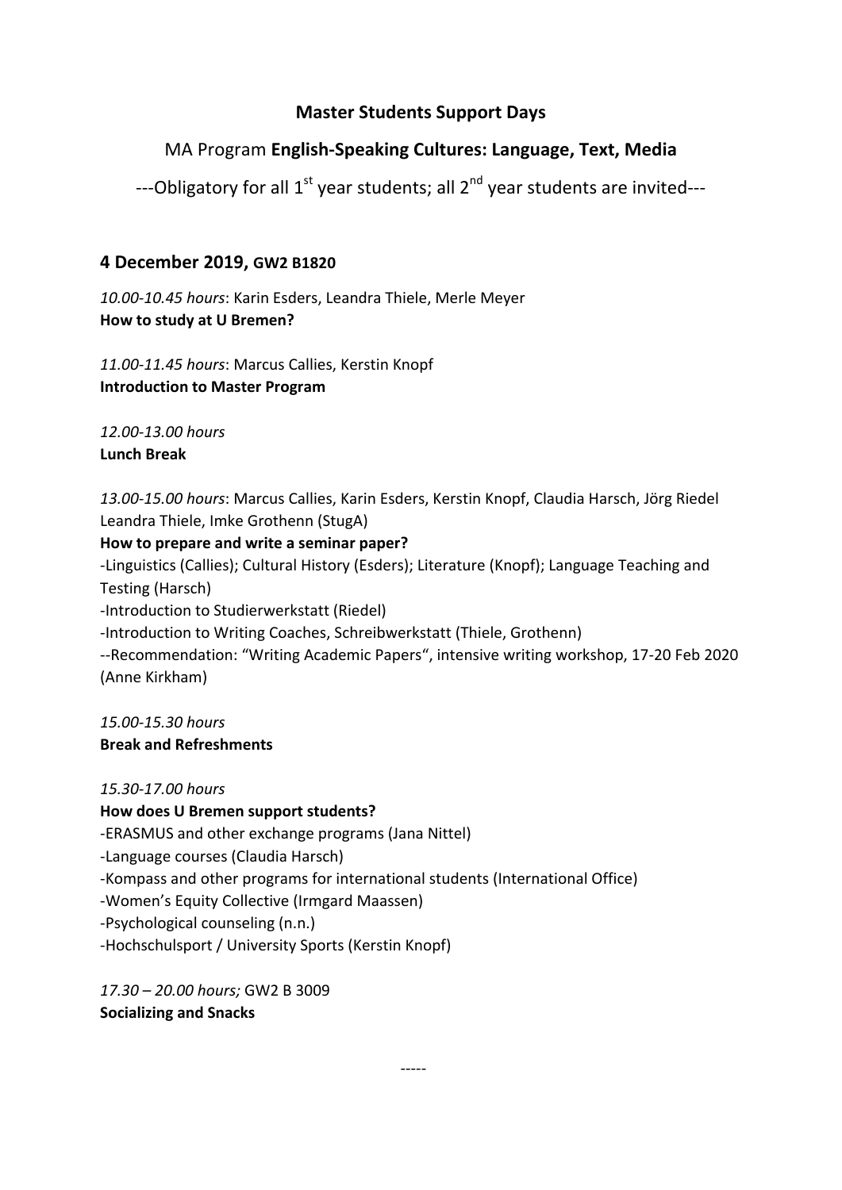# Master Students Support Days

## MA Program **English-Speaking Cultures: Language, Text, Media**

---Obligatory for all 1st year students; all 2nd year students are invited---

## 4 December 2019, GW2 B1820

*10.00-10.45 hours*: Karin Esders, Leandra Thiele, Merle Meyer
**How to study at U Bremen?**

*11.00-11.45 hours*: Marcus Callies, Kerstin Knopf
**Introduction to Master Program**

*12.00-13.00 hours*
**Lunch Break**

*13.00-15.00 hours*: Marcus Callies, Karin Esders, Kerstin Knopf, Claudia Harsch, Jörg Riedel Leandra Thiele, Imke Grothenn (StugA)
**How to prepare and write a seminar paper?**
-Linguistics (Callies); Cultural History (Esders); Literature (Knopf); Language Teaching and Testing (Harsch)
-Introduction to Studierwerkstatt (Riedel)
-Introduction to Writing Coaches, Schreibwerkstatt (Thiele, Grothenn)
--Recommendation: "Writing Academic Papers", intensive writing workshop, 17-20 Feb 2020 (Anne Kirkham)

*15.00-15.30 hours*
**Break and Refreshments**

*15.30-17.00 hours*
**How does U Bremen support students?**
-ERASMUS and other exchange programs (Jana Nittel)
-Language courses (Claudia Harsch)
-Kompass and other programs for international students (International Office)
-Women's Equity Collective (Irmgard Maassen)
-Psychological counseling (n.n.)
-Hochschulsport / University Sports (Kerstin Knopf)

*17.30 – 20.00 hours;* GW2 B 3009
**Socializing and Snacks**

-----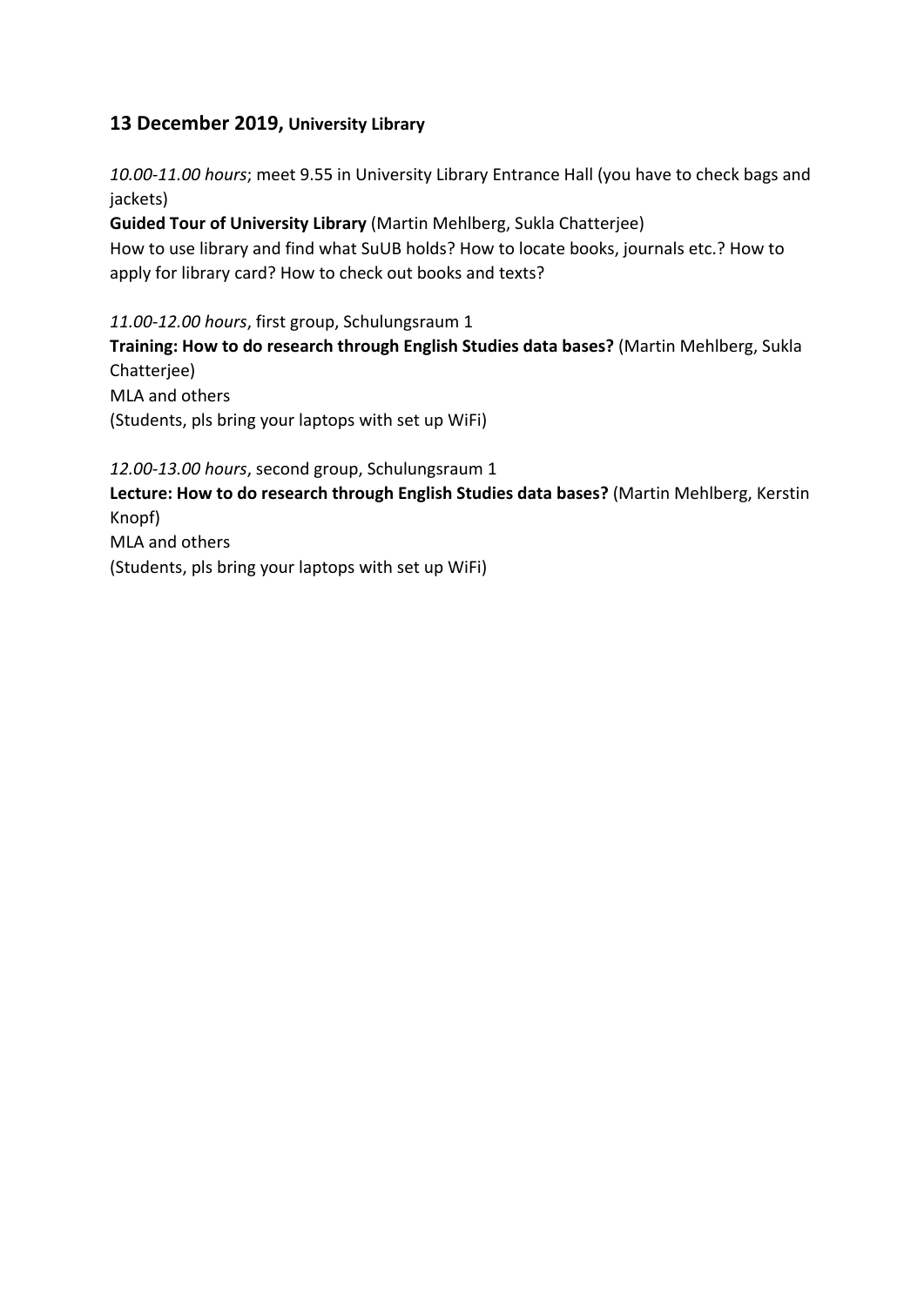## 13 December 2019, University Library

*10.00-11.00 hours*; meet 9.55 in University Library Entrance Hall (you have to check bags and jackets)
**Guided Tour of University Library** (Martin Mehlberg, Sukla Chatterjee)
How to use library and find what SuUB holds? How to locate books, journals etc.? How to apply for library card? How to check out books and texts?

*11.00-12.00 hours*, first group, Schulungsraum 1
**Training: How to do research through English Studies data bases?** (Martin Mehlberg, Sukla Chatterjee)
MLA and others
(Students, pls bring your laptops with set up WiFi)

*12.00-13.00 hours*, second group, Schulungsraum 1
**Lecture: How to do research through English Studies data bases?** (Martin Mehlberg, Kerstin Knopf)
MLA and others
(Students, pls bring your laptops with set up WiFi)